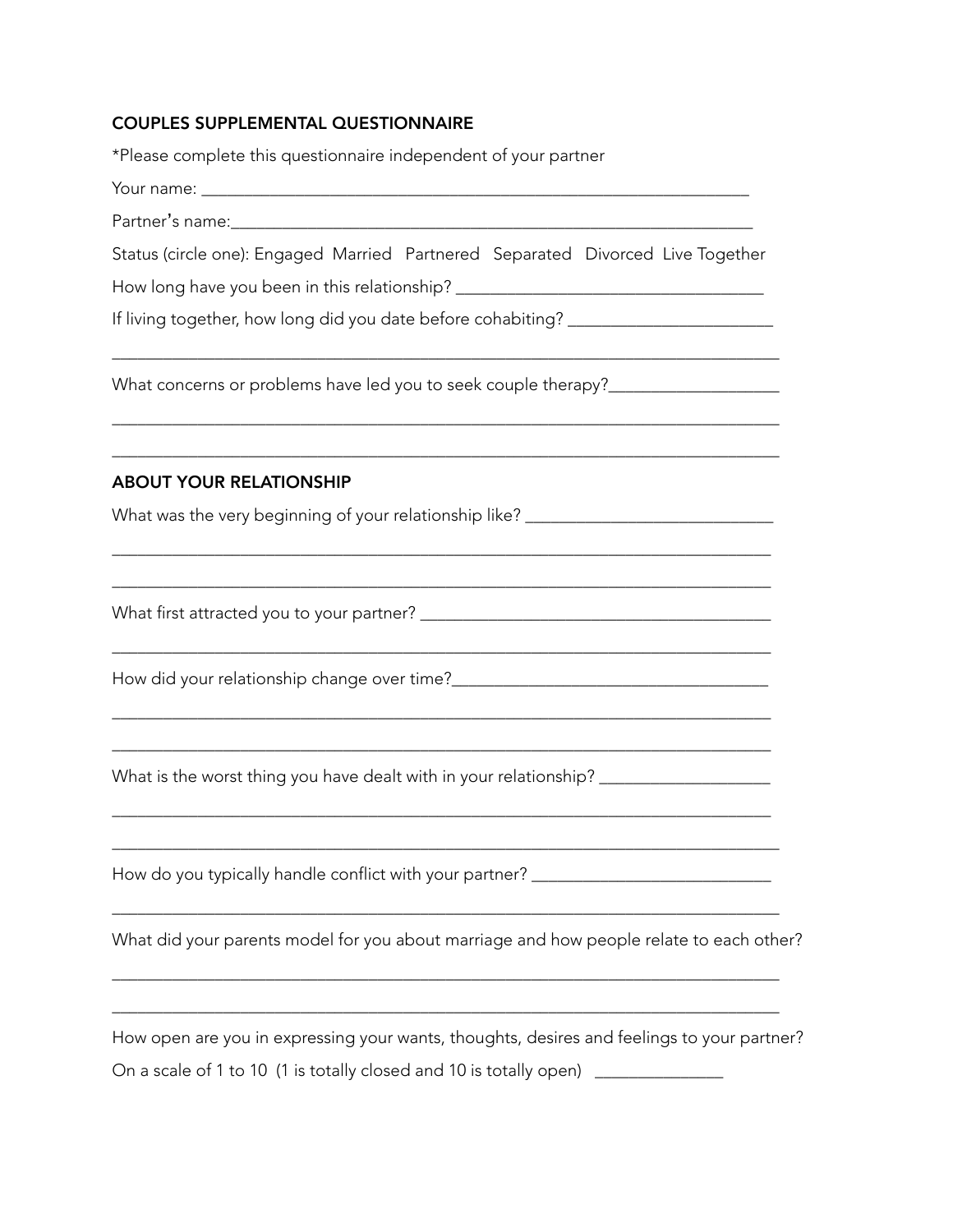## COUPLES SUPPLEMENTAL QUESTIONNAIRE

*Please complete this questionnaire independent of your partner

Your name: ___________________________________________________________________

Partner's name:_______________________________________________________________

Status (circle one): Engaged Married Partnered Separated Divorced Live Together

How long have you been in this relationship? _______________________________

If living together, how long did you date before cohabiting? ____________________

_________________________________________________________________________

What concerns or problems have led you to seek couple therapy?_______________

_________________________________________________________________________

_________________________________________________________________________

## ABOUT YOUR RELATIONSHIP

What was the very beginning of your relationship like? ________________________

_________________________________________________________________________

_________________________________________________________________________

What first attracted you to your partner? ____________________________________

_________________________________________________________________________

How did your relationship change over time?_________________________________

_________________________________________________________________________

_________________________________________________________________________

What is the worst thing you have dealt with in your relationship? _______________

_________________________________________________________________________

_________________________________________________________________________

How do you typically handle conflict with your partner? _______________________

_________________________________________________________________________

What did your parents model for you about marriage and how people relate to each other?

_________________________________________________________________________

_________________________________________________________________________

How open are you in expressing your wants, thoughts, desires and feelings to your partner?

On a scale of 1 to 10 (1 is totally closed and 10 is totally open) _____________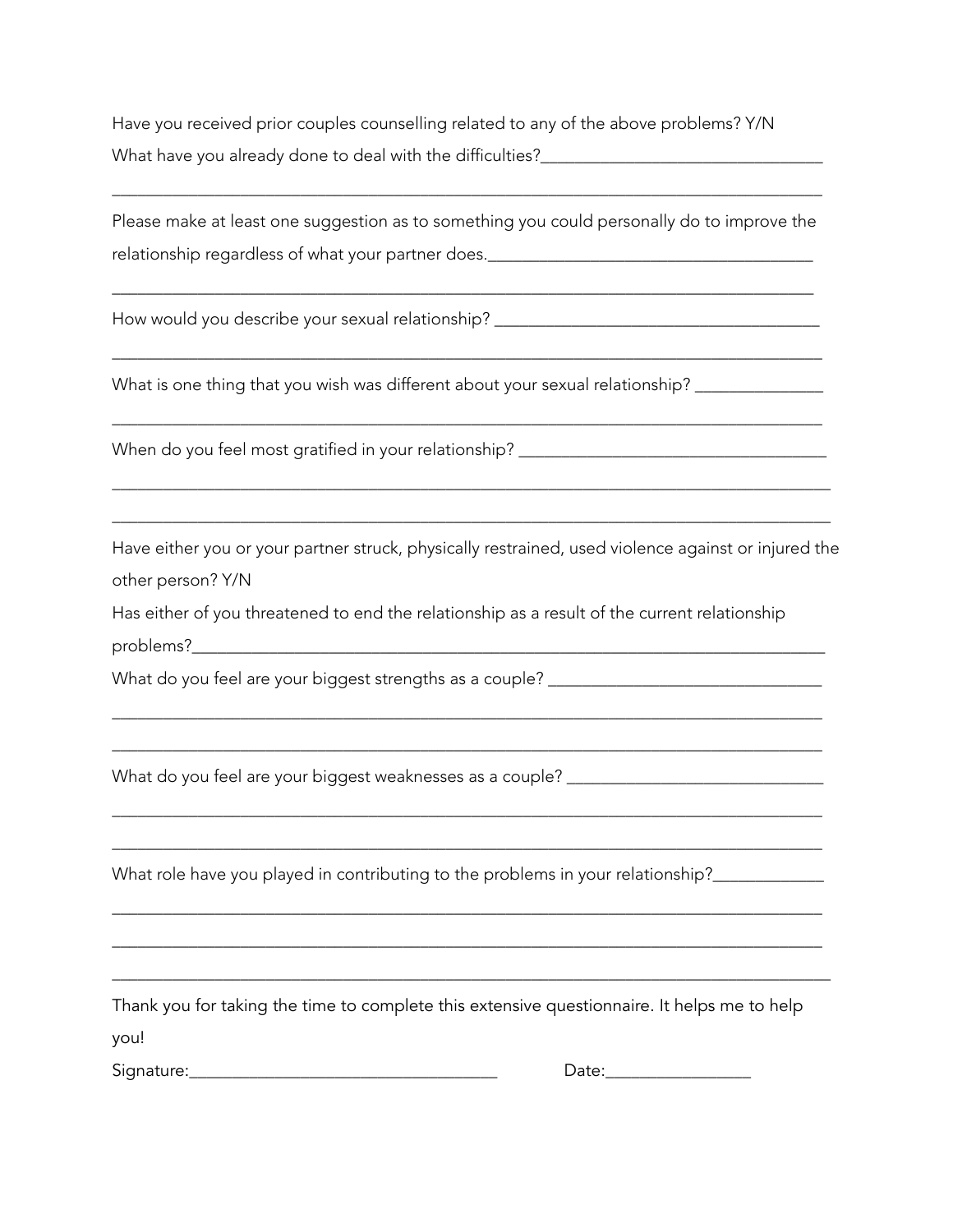Have you received prior couples counselling related to any of the above problems? Y/N

What have you already done to deal with the difficulties?________________________________

_____________________________________________________________________________

Please make at least one suggestion as to something you could personally do to improve the relationship regardless of what your partner does.____________________________________

_____________________________________________________________________________

How would you describe your sexual relationship? ____________________________________

_____________________________________________________________________________

What is one thing that you wish was different about your sexual relationship? ______________

_____________________________________________________________________________

When do you feel most gratified in your relationship? __________________________________

_____________________________________________________________________________

_____________________________________________________________________________

Have either you or your partner struck, physically restrained, used violence against or injured the other person? Y/N

Has either of you threatened to end the relationship as a result of the current relationship problems?_________________________________________________________________________

What do you feel are your biggest strengths as a couple? _______________________________

_____________________________________________________________________________

_____________________________________________________________________________

What do you feel are your biggest weaknesses as a couple? _____________________________

_____________________________________________________________________________

_____________________________________________________________________________

What role have you played in contributing to the problems in your relationship?____________

_____________________________________________________________________________

_____________________________________________________________________________

_____________________________________________________________________________

Thank you for taking the time to complete this extensive questionnaire. It helps me to help you!

Signature:__________________________________ Date:________________